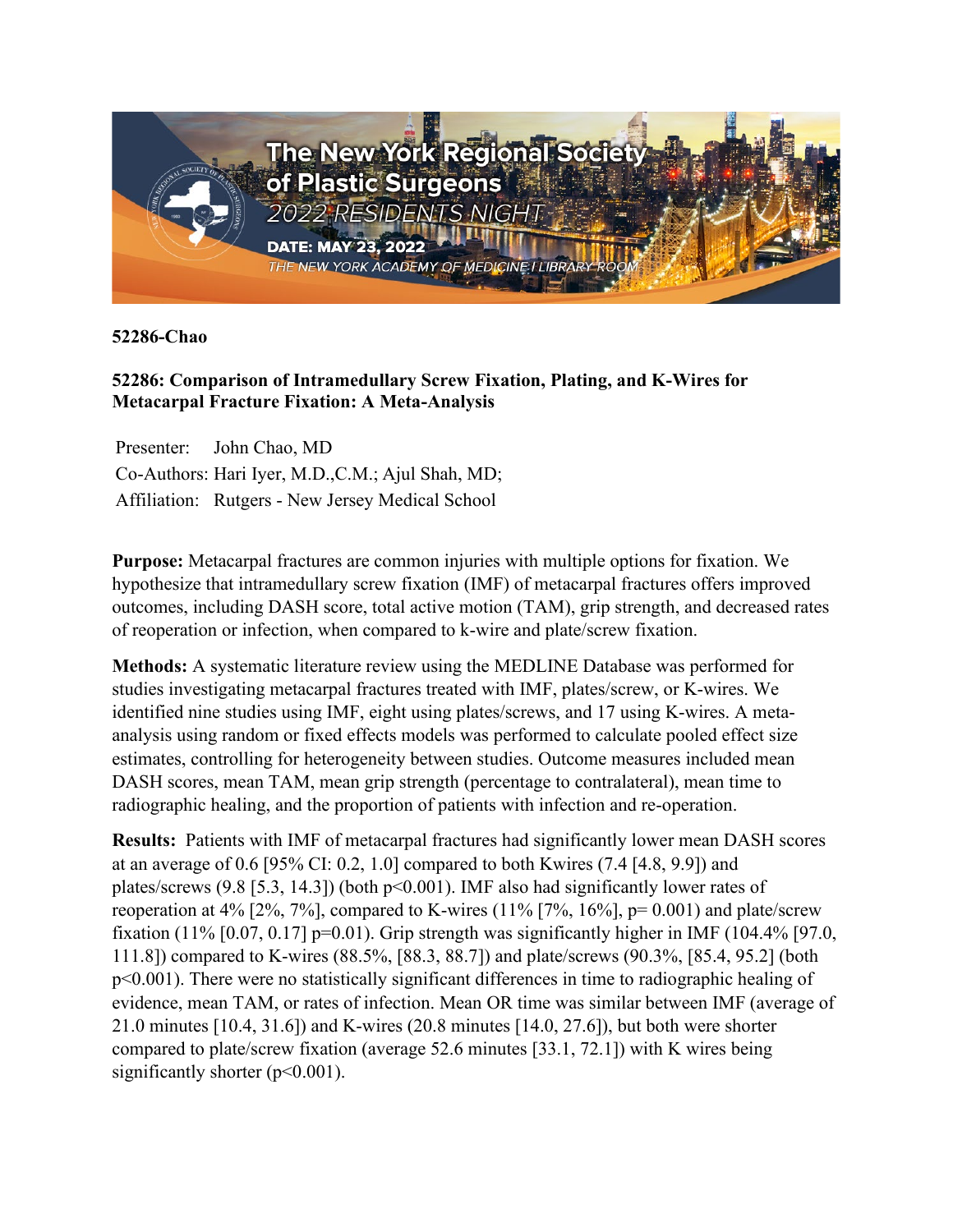52286-Chao

**52286: Comparison of Intramedullary Screw Fixation, Plating, and K-Wires for Metacarpal Fracture Fixation: A Meta-Analysis**

Presenter: John Chao, MD
Co-Authors: Hari Iyer, M.D.,C.M.; Ajul Shah, MD;
Affiliation: Rutgers - New Jersey Medical School

**Purpose:** Metacarpal fractures are common injuries with multiple options for fixation. We hypothesize that intramedullary screw fixation (IMF) of metacarpal fractures offers improved outcomes, including DASH score, total active motion (TAM), grip strength, and decreased rates of reoperation or infection, when compared to k-wire and plate/screw fixation.

**Methods:** A systematic literature review using the MEDLINE Database was performed for studies investigating metacarpal fractures treated with IMF, plates/screw, or K-wires. We identified nine studies using IMF, eight using plates/screws, and 17 using K-wires. A meta-analysis using random or fixed effects models was performed to calculate pooled effect size estimates, controlling for heterogeneity between studies. Outcome measures included mean DASH scores, mean TAM, mean grip strength (percentage to contralateral), mean time to radiographic healing, and the proportion of patients with infection and re-operation.

**Results:** Patients with IMF of metacarpal fractures had significantly lower mean DASH scores at an average of 0.6 [95% CI: 0.2, 1.0] compared to both Kwires (7.4 [4.8, 9.9]) and plates/screws (9.8 [5.3, 14.3]) (both $p<0.001$). IMF also had significantly lower rates of reoperation at 4% [2%, 7%], compared to K-wires (11% [7%, 16%], $p= 0.001$) and plate/screw fixation (11% [0.07, 0.17] $p=0.01$). Grip strength was significantly higher in IMF (104.4% [97.0, 111.8]) compared to K-wires (88.5%, [88.3, 88.7]) and plate/screws (90.3%, [85.4, 95.2] (both $p<0.001$). There were no statistically significant differences in time to radiographic healing of evidence, mean TAM, or rates of infection. Mean OR time was similar between IMF (average of 21.0 minutes [10.4, 31.6]) and K-wires (20.8 minutes [14.0, 27.6]), but both were shorter compared to plate/screw fixation (average 52.6 minutes [33.1, 72.1]) with K wires being significantly shorter ($p<0.001$).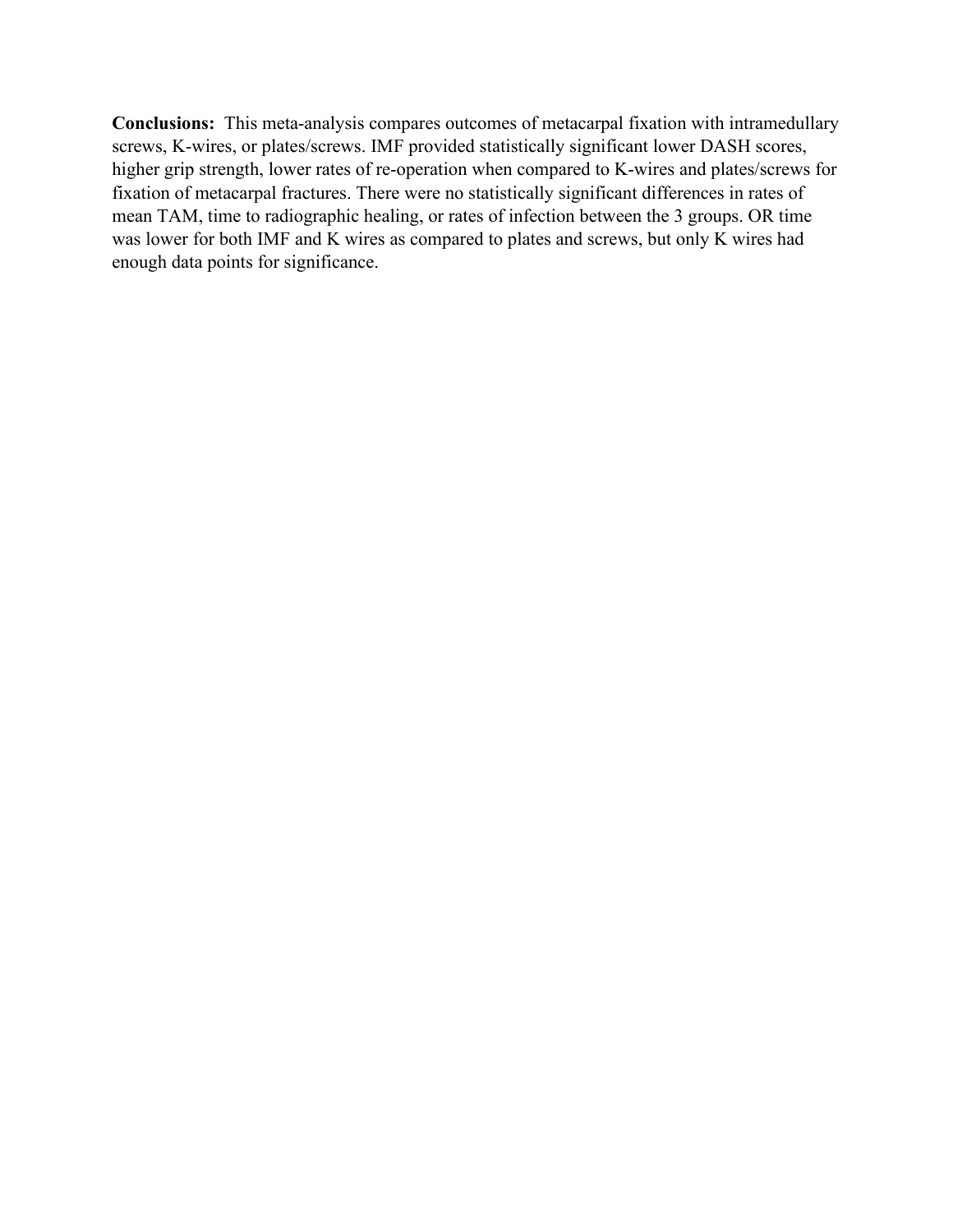**Conclusions:** This meta-analysis compares outcomes of metacarpal fixation with intramedullary screws, K-wires, or plates/screws. IMF provided statistically significant lower DASH scores, higher grip strength, lower rates of re-operation when compared to K-wires and plates/screws for fixation of metacarpal fractures. There were no statistically significant differences in rates of mean TAM, time to radiographic healing, or rates of infection between the 3 groups. OR time was lower for both IMF and K wires as compared to plates and screws, but only K wires had enough data points for significance.